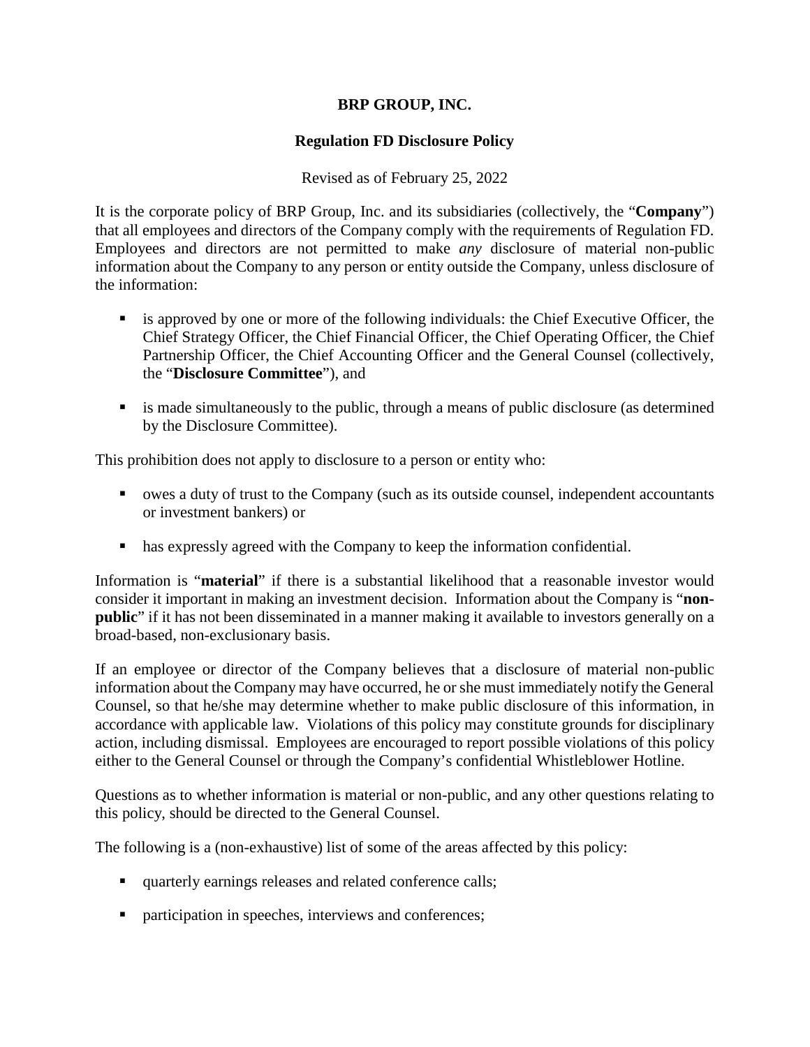# BRP GROUP, INC.

## Regulation FD Disclosure Policy

Revised as of February 25, 2022

It is the corporate policy of BRP Group, Inc. and its subsidiaries (collectively, the "**Company**") that all employees and directors of the Company comply with the requirements of Regulation FD. Employees and directors are not permitted to make *any* disclosure of material non-public information about the Company to any person or entity outside the Company, unless disclosure of the information:

- is approved by one or more of the following individuals: the Chief Executive Officer, the Chief Strategy Officer, the Chief Financial Officer, the Chief Operating Officer, the Chief Partnership Officer, the Chief Accounting Officer and the General Counsel (collectively, the "**Disclosure Committee**"), and
- is made simultaneously to the public, through a means of public disclosure (as determined by the Disclosure Committee).

This prohibition does not apply to disclosure to a person or entity who:

- owes a duty of trust to the Company (such as its outside counsel, independent accountants or investment bankers) or
- has expressly agreed with the Company to keep the information confidential.

Information is "**material**" if there is a substantial likelihood that a reasonable investor would consider it important in making an investment decision. Information about the Company is "**non-public**" if it has not been disseminated in a manner making it available to investors generally on a broad-based, non-exclusionary basis.

If an employee or director of the Company believes that a disclosure of material non-public information about the Company may have occurred, he or she must immediately notify the General Counsel, so that he/she may determine whether to make public disclosure of this information, in accordance with applicable law. Violations of this policy may constitute grounds for disciplinary action, including dismissal. Employees are encouraged to report possible violations of this policy either to the General Counsel or through the Company's confidential Whistleblower Hotline.

Questions as to whether information is material or non-public, and any other questions relating to this policy, should be directed to the General Counsel.

The following is a (non-exhaustive) list of some of the areas affected by this policy:

- quarterly earnings releases and related conference calls;
- participation in speeches, interviews and conferences;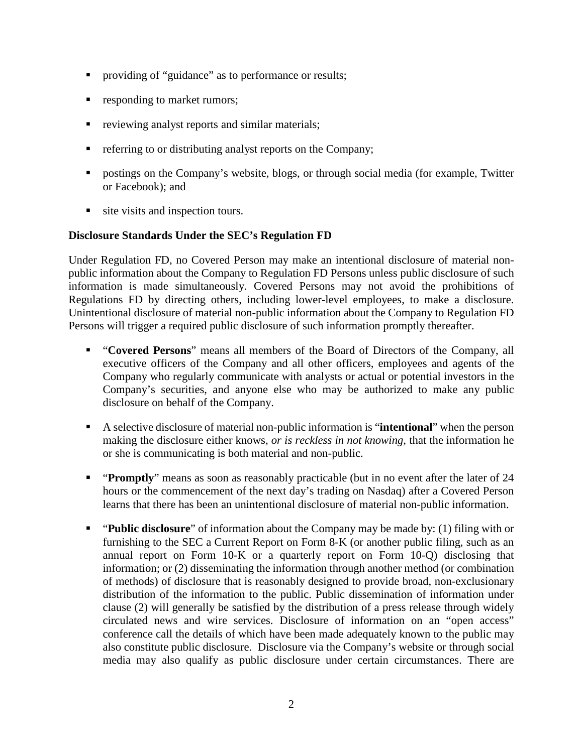- providing of "guidance" as to performance or results;
- responding to market rumors;
- reviewing analyst reports and similar materials;
- referring to or distributing analyst reports on the Company;
- postings on the Company's website, blogs, or through social media (for example, Twitter or Facebook); and
- site visits and inspection tours.

**Disclosure Standards Under the SEC's Regulation FD**

Under Regulation FD, no Covered Person may make an intentional disclosure of material non-public information about the Company to Regulation FD Persons unless public disclosure of such information is made simultaneously. Covered Persons may not avoid the prohibitions of Regulations FD by directing others, including lower-level employees, to make a disclosure. Unintentional disclosure of material non-public information about the Company to Regulation FD Persons will trigger a required public disclosure of such information promptly thereafter.

- "**Covered Persons**" means all members of the Board of Directors of the Company, all executive officers of the Company and all other officers, employees and agents of the Company who regularly communicate with analysts or actual or potential investors in the Company's securities, and anyone else who may be authorized to make any public disclosure on behalf of the Company.
- A selective disclosure of material non-public information is "**intentional**" when the person making the disclosure either knows, *or is reckless in not knowing*, that the information he or she is communicating is both material and non-public.
- "**Promptly**" means as soon as reasonably practicable (but in no event after the later of 24 hours or the commencement of the next day's trading on Nasdaq) after a Covered Person learns that there has been an unintentional disclosure of material non-public information.
- "**Public disclosure**" of information about the Company may be made by: (1) filing with or furnishing to the SEC a Current Report on Form 8-K (or another public filing, such as an annual report on Form 10-K or a quarterly report on Form 10-Q) disclosing that information; or (2) disseminating the information through another method (or combination of methods) of disclosure that is reasonably designed to provide broad, non-exclusionary distribution of the information to the public. Public dissemination of information under clause (2) will generally be satisfied by the distribution of a press release through widely circulated news and wire services. Disclosure of information on an "open access" conference call the details of which have been made adequately known to the public may also constitute public disclosure. Disclosure via the Company's website or through social media may also qualify as public disclosure under certain circumstances. There are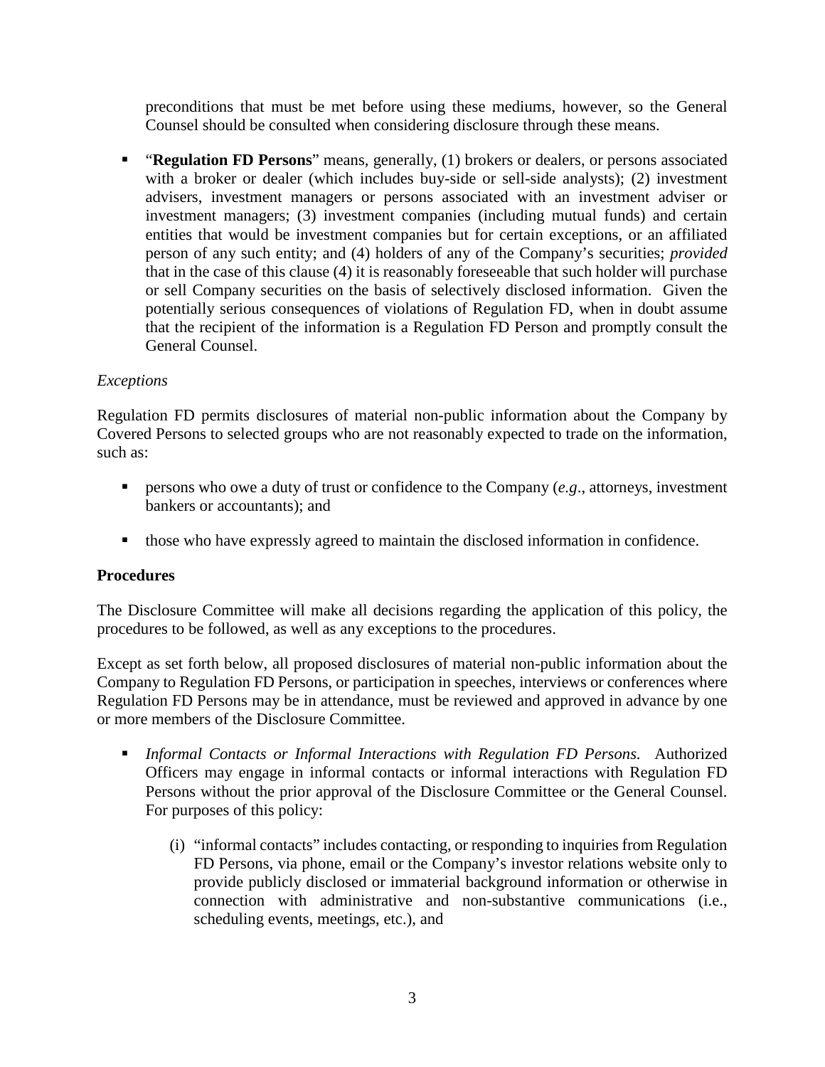preconditions that must be met before using these mediums, however, so the General Counsel should be consulted when considering disclosure through these means.

- "**Regulation FD Persons**" means, generally, (1) brokers or dealers, or persons associated with a broker or dealer (which includes buy-side or sell-side analysts); (2) investment advisers, investment managers or persons associated with an investment adviser or investment managers; (3) investment companies (including mutual funds) and certain entities that would be investment companies but for certain exceptions, or an affiliated person of any such entity; and (4) holders of any of the Company's securities; *provided* that in the case of this clause (4) it is reasonably foreseeable that such holder will purchase or sell Company securities on the basis of selectively disclosed information. Given the potentially serious consequences of violations of Regulation FD, when in doubt assume that the recipient of the information is a Regulation FD Person and promptly consult the General Counsel.

*Exceptions*

Regulation FD permits disclosures of material non-public information about the Company by Covered Persons to selected groups who are not reasonably expected to trade on the information, such as:

- persons who owe a duty of trust or confidence to the Company (*e.g*., attorneys, investment bankers or accountants); and
- those who have expressly agreed to maintain the disclosed information in confidence.

**Procedures**

The Disclosure Committee will make all decisions regarding the application of this policy, the procedures to be followed, as well as any exceptions to the procedures.

Except as set forth below, all proposed disclosures of material non-public information about the Company to Regulation FD Persons, or participation in speeches, interviews or conferences where Regulation FD Persons may be in attendance, must be reviewed and approved in advance by one or more members of the Disclosure Committee.

- *Informal Contacts or Informal Interactions with Regulation FD Persons.* Authorized Officers may engage in informal contacts or informal interactions with Regulation FD Persons without the prior approval of the Disclosure Committee or the General Counsel. For purposes of this policy:

  (i) "informal contacts" includes contacting, or responding to inquiries from Regulation FD Persons, via phone, email or the Company's investor relations website only to provide publicly disclosed or immaterial background information or otherwise in connection with administrative and non-substantive communications (i.e., scheduling events, meetings, etc.), and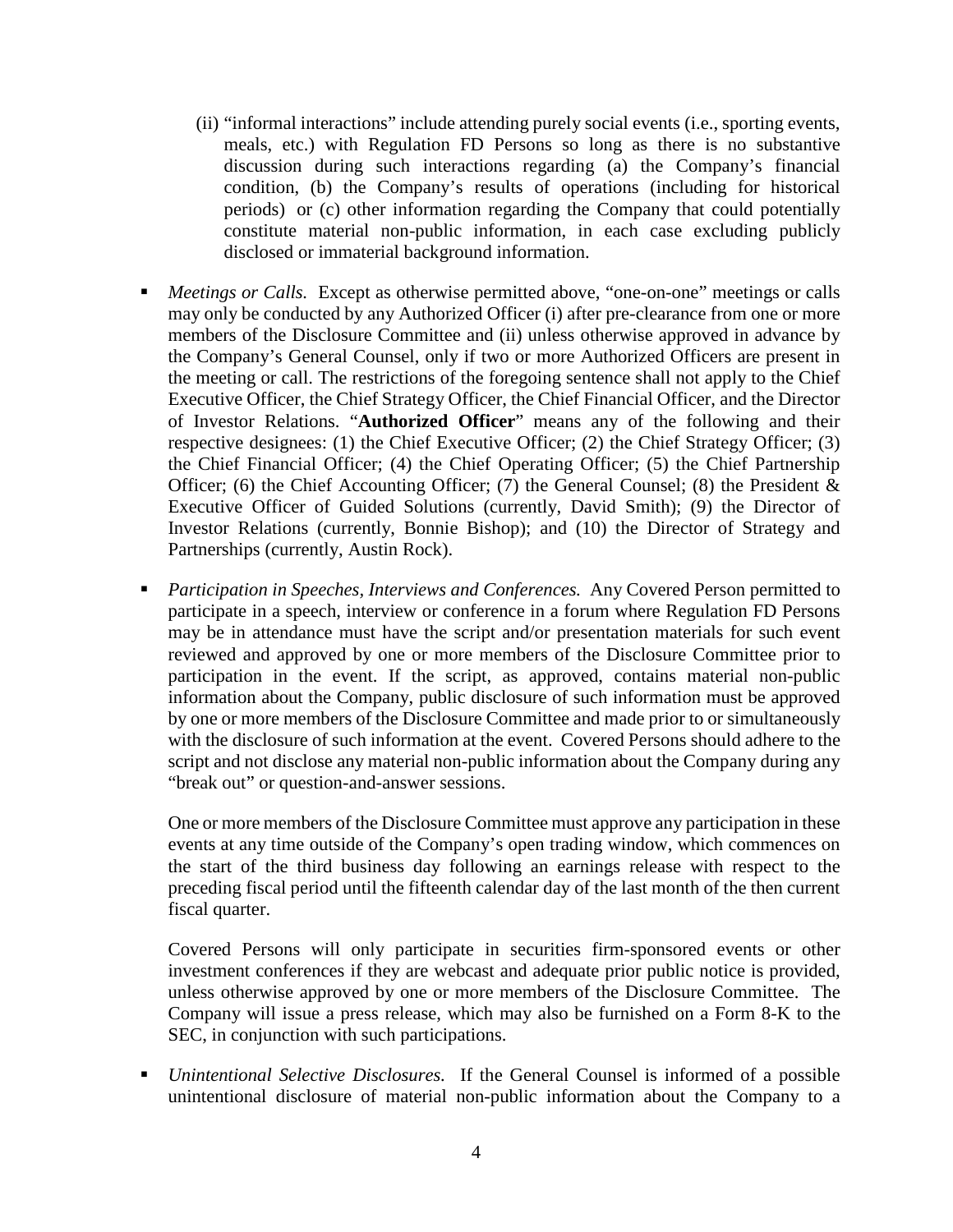(ii) "informal interactions" include attending purely social events (i.e., sporting events, meals, etc.) with Regulation FD Persons so long as there is no substantive discussion during such interactions regarding (a) the Company's financial condition, (b) the Company's results of operations (including for historical periods) or (c) other information regarding the Company that could potentially constitute material non-public information, in each case excluding publicly disclosed or immaterial background information.

- *Meetings or Calls.* Except as otherwise permitted above, "one-on-one" meetings or calls may only be conducted by any Authorized Officer (i) after pre-clearance from one or more members of the Disclosure Committee and (ii) unless otherwise approved in advance by the Company's General Counsel, only if two or more Authorized Officers are present in the meeting or call. The restrictions of the foregoing sentence shall not apply to the Chief Executive Officer, the Chief Strategy Officer, the Chief Financial Officer, and the Director of Investor Relations. "**Authorized Officer**" means any of the following and their respective designees: (1) the Chief Executive Officer; (2) the Chief Strategy Officer; (3) the Chief Financial Officer; (4) the Chief Operating Officer; (5) the Chief Partnership Officer; (6) the Chief Accounting Officer; (7) the General Counsel; (8) the President & Executive Officer of Guided Solutions (currently, David Smith); (9) the Director of Investor Relations (currently, Bonnie Bishop); and (10) the Director of Strategy and Partnerships (currently, Austin Rock).

- *Participation in Speeches, Interviews and Conferences.* Any Covered Person permitted to participate in a speech, interview or conference in a forum where Regulation FD Persons may be in attendance must have the script and/or presentation materials for such event reviewed and approved by one or more members of the Disclosure Committee prior to participation in the event. If the script, as approved, contains material non-public information about the Company, public disclosure of such information must be approved by one or more members of the Disclosure Committee and made prior to or simultaneously with the disclosure of such information at the event. Covered Persons should adhere to the script and not disclose any material non-public information about the Company during any "break out" or question-and-answer sessions.

  One or more members of the Disclosure Committee must approve any participation in these events at any time outside of the Company's open trading window, which commences on the start of the third business day following an earnings release with respect to the preceding fiscal period until the fifteenth calendar day of the last month of the then current fiscal quarter.

  Covered Persons will only participate in securities firm-sponsored events or other investment conferences if they are webcast and adequate prior public notice is provided, unless otherwise approved by one or more members of the Disclosure Committee. The Company will issue a press release, which may also be furnished on a Form 8-K to the SEC, in conjunction with such participations.

- *Unintentional Selective Disclosures.* If the General Counsel is informed of a possible unintentional disclosure of material non-public information about the Company to a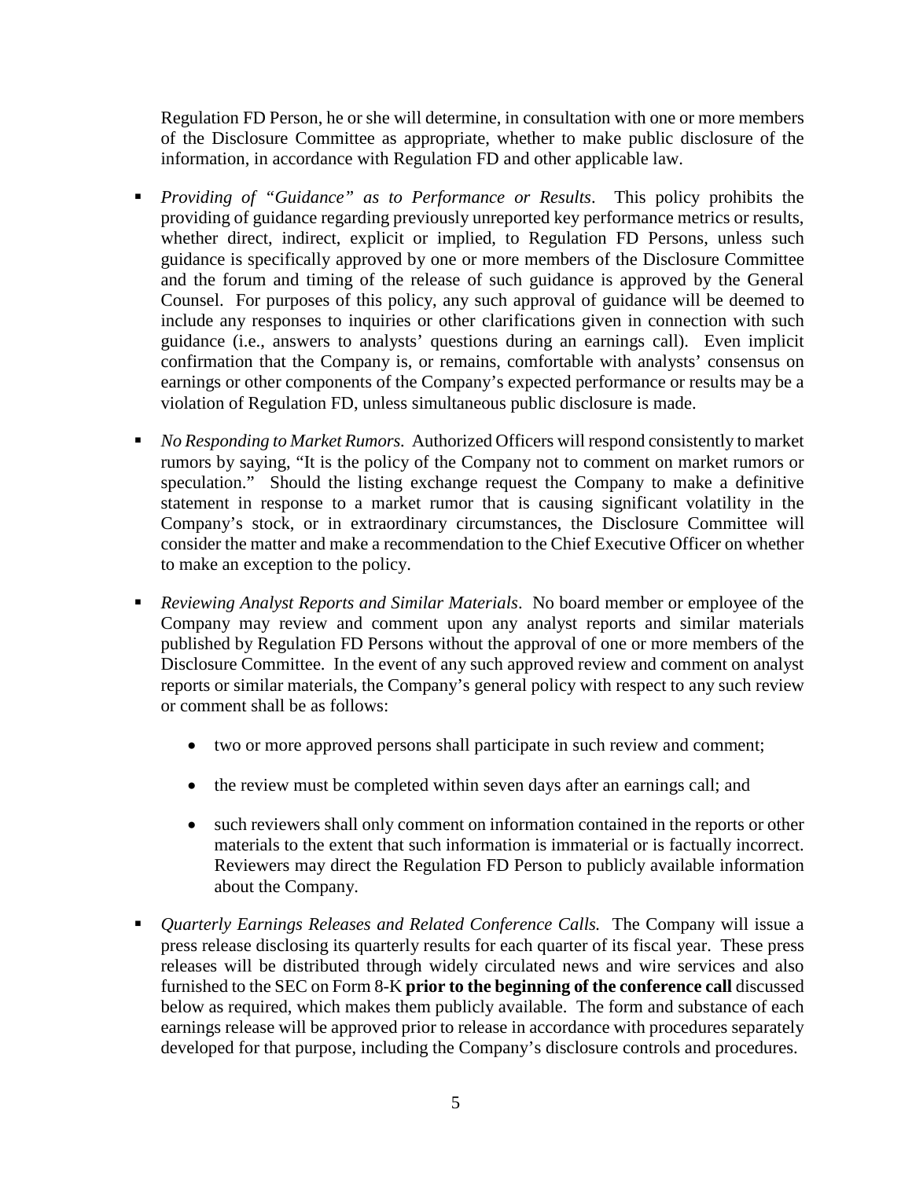Regulation FD Person, he or she will determine, in consultation with one or more members of the Disclosure Committee as appropriate, whether to make public disclosure of the information, in accordance with Regulation FD and other applicable law.

- *Providing of "Guidance" as to Performance or Results*. This policy prohibits the providing of guidance regarding previously unreported key performance metrics or results, whether direct, indirect, explicit or implied, to Regulation FD Persons, unless such guidance is specifically approved by one or more members of the Disclosure Committee and the forum and timing of the release of such guidance is approved by the General Counsel. For purposes of this policy, any such approval of guidance will be deemed to include any responses to inquiries or other clarifications given in connection with such guidance (i.e., answers to analysts' questions during an earnings call). Even implicit confirmation that the Company is, or remains, comfortable with analysts' consensus on earnings or other components of the Company's expected performance or results may be a violation of Regulation FD, unless simultaneous public disclosure is made.

- *No Responding to Market Rumors.* Authorized Officers will respond consistently to market rumors by saying, "It is the policy of the Company not to comment on market rumors or speculation." Should the listing exchange request the Company to make a definitive statement in response to a market rumor that is causing significant volatility in the Company's stock, or in extraordinary circumstances, the Disclosure Committee will consider the matter and make a recommendation to the Chief Executive Officer on whether to make an exception to the policy.

- *Reviewing Analyst Reports and Similar Materials*. No board member or employee of the Company may review and comment upon any analyst reports and similar materials published by Regulation FD Persons without the approval of one or more members of the Disclosure Committee. In the event of any such approved review and comment on analyst reports or similar materials, the Company's general policy with respect to any such review or comment shall be as follows:

  - two or more approved persons shall participate in such review and comment;

  - the review must be completed within seven days after an earnings call; and

  - such reviewers shall only comment on information contained in the reports or other materials to the extent that such information is immaterial or is factually incorrect. Reviewers may direct the Regulation FD Person to publicly available information about the Company.

- *Quarterly Earnings Releases and Related Conference Calls.* The Company will issue a press release disclosing its quarterly results for each quarter of its fiscal year. These press releases will be distributed through widely circulated news and wire services and also furnished to the SEC on Form 8-K **prior to the beginning of the conference call** discussed below as required, which makes them publicly available. The form and substance of each earnings release will be approved prior to release in accordance with procedures separately developed for that purpose, including the Company's disclosure controls and procedures.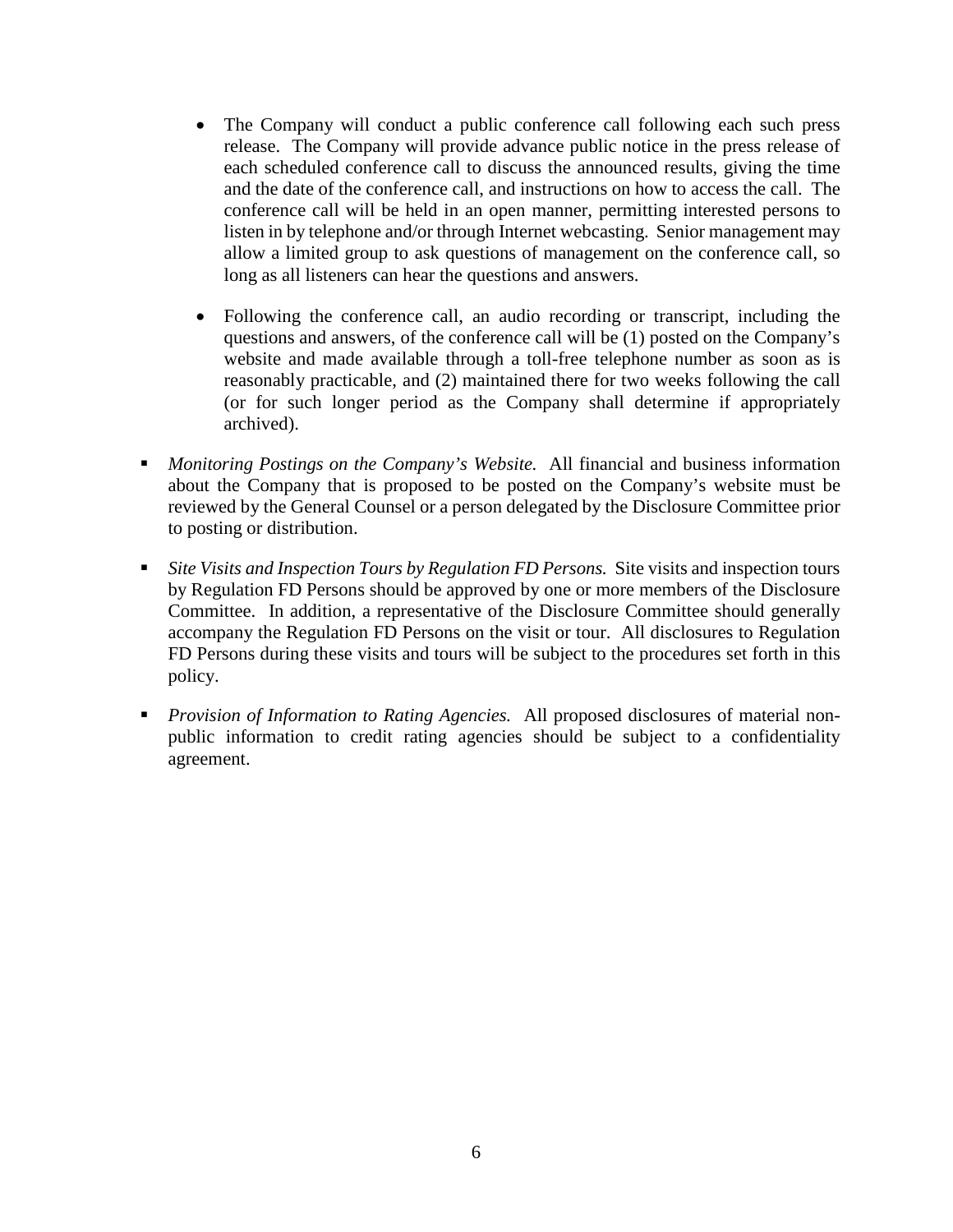- The Company will conduct a public conference call following each such press release. The Company will provide advance public notice in the press release of each scheduled conference call to discuss the announced results, giving the time and the date of the conference call, and instructions on how to access the call. The conference call will be held in an open manner, permitting interested persons to listen in by telephone and/or through Internet webcasting. Senior management may allow a limited group to ask questions of management on the conference call, so long as all listeners can hear the questions and answers.

- Following the conference call, an audio recording or transcript, including the questions and answers, of the conference call will be (1) posted on the Company's website and made available through a toll-free telephone number as soon as is reasonably practicable, and (2) maintained there for two weeks following the call (or for such longer period as the Company shall determine if appropriately archived).

- *Monitoring Postings on the Company's Website.* All financial and business information about the Company that is proposed to be posted on the Company's website must be reviewed by the General Counsel or a person delegated by the Disclosure Committee prior to posting or distribution.

- *Site Visits and Inspection Tours by Regulation FD Persons.* Site visits and inspection tours by Regulation FD Persons should be approved by one or more members of the Disclosure Committee. In addition, a representative of the Disclosure Committee should generally accompany the Regulation FD Persons on the visit or tour. All disclosures to Regulation FD Persons during these visits and tours will be subject to the procedures set forth in this policy.

- *Provision of Information to Rating Agencies.* All proposed disclosures of material non-public information to credit rating agencies should be subject to a confidentiality agreement.